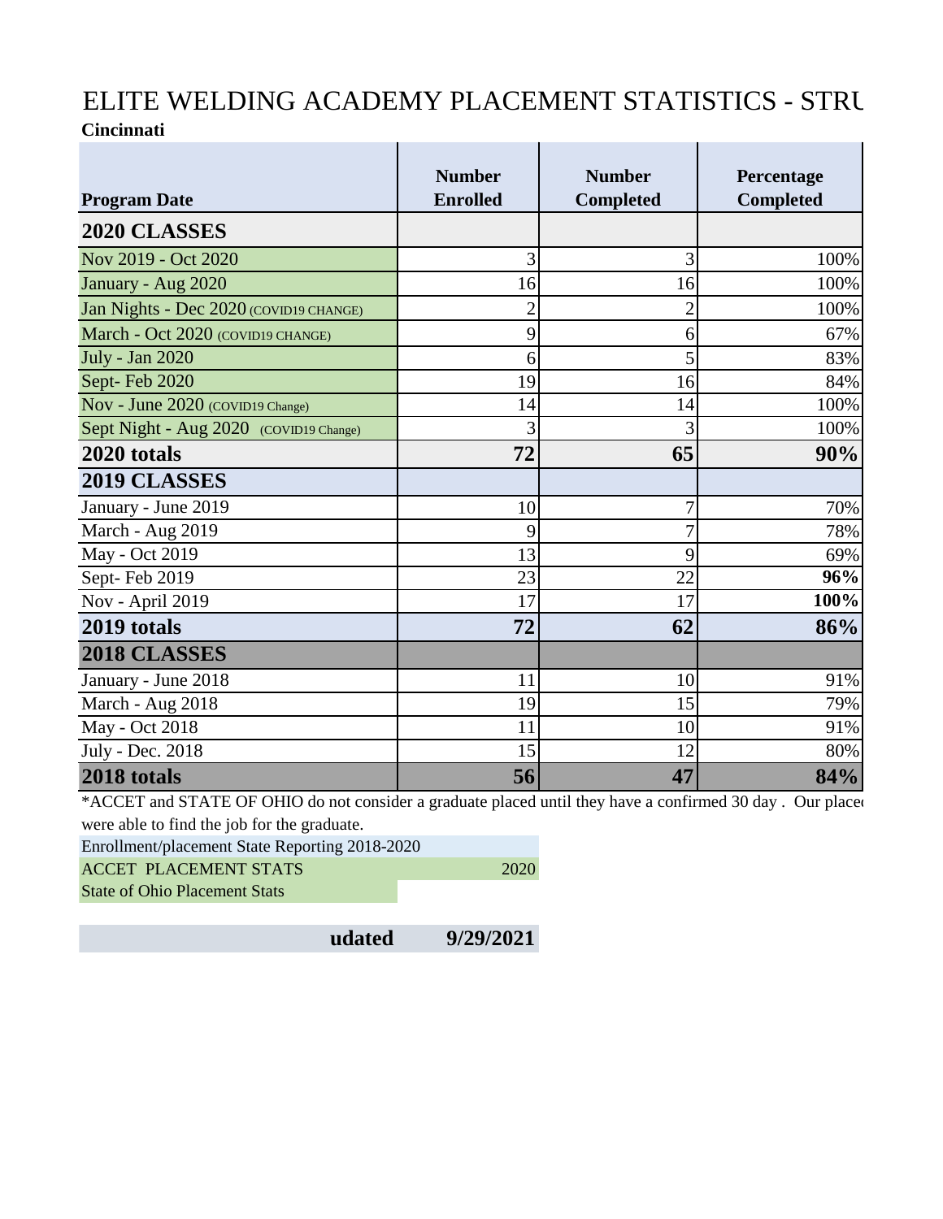# ELITE WELDING ACADEMY PLACEMENT STATISTICS - STRU

**Cincinnati**

| Program Date | Number Enrolled | Number Completed | Percentage Completed |
|---|---|---|---|
| **2020 CLASSES** | | | |
| Nov 2019 - Oct 2020 | 3 | 3 | 100% |
| January - Aug 2020 | 16 | 16 | 100% |
| Jan Nights - Dec 2020 (COVID19 CHANGE) | 2 | 2 | 100% |
| March - Oct 2020 (COVID19 CHANGE) | 9 | 6 | 67% |
| July - Jan 2020 | 6 | 5 | 83% |
| Sept- Feb 2020 | 19 | 16 | 84% |
| Nov - June 2020 (COVID19 Change) | 14 | 14 | 100% |
| Sept Night - Aug 2020 (COVID19 Change) | 3 | 3 | 100% |
| **2020 totals** | **72** | **65** | **90%** |
| **2019 CLASSES** | | | |
| January - June 2019 | 10 | 7 | 70% |
| March - Aug 2019 | 9 | 7 | 78% |
| May - Oct 2019 | 13 | 9 | 69% |
| Sept- Feb 2019 | 23 | 22 | **96%** |
| Nov - April 2019 | 17 | 17 | **100%** |
| **2019 totals** | **72** | **62** | **86%** |
| **2018 CLASSES** | | | |
| January - June 2018 | 11 | 10 | 91% |
| March - Aug 2018 | 19 | 15 | 79% |
| May - Oct 2018 | 11 | 10 | 91% |
| July - Dec. 2018 | 15 | 12 | 80% |
| **2018 totals** | **56** | **47** | **84%** |

*ACCET and STATE OF OHIO do not consider a graduate placed until they have a confirmed 30 day . Our placed were able to find the job for the graduate.

Enrollment/placement State Reporting 2018-2020

ACCET PLACEMENT STATS 2020

State of Ohio Placement Stats

**udated 9/29/2021**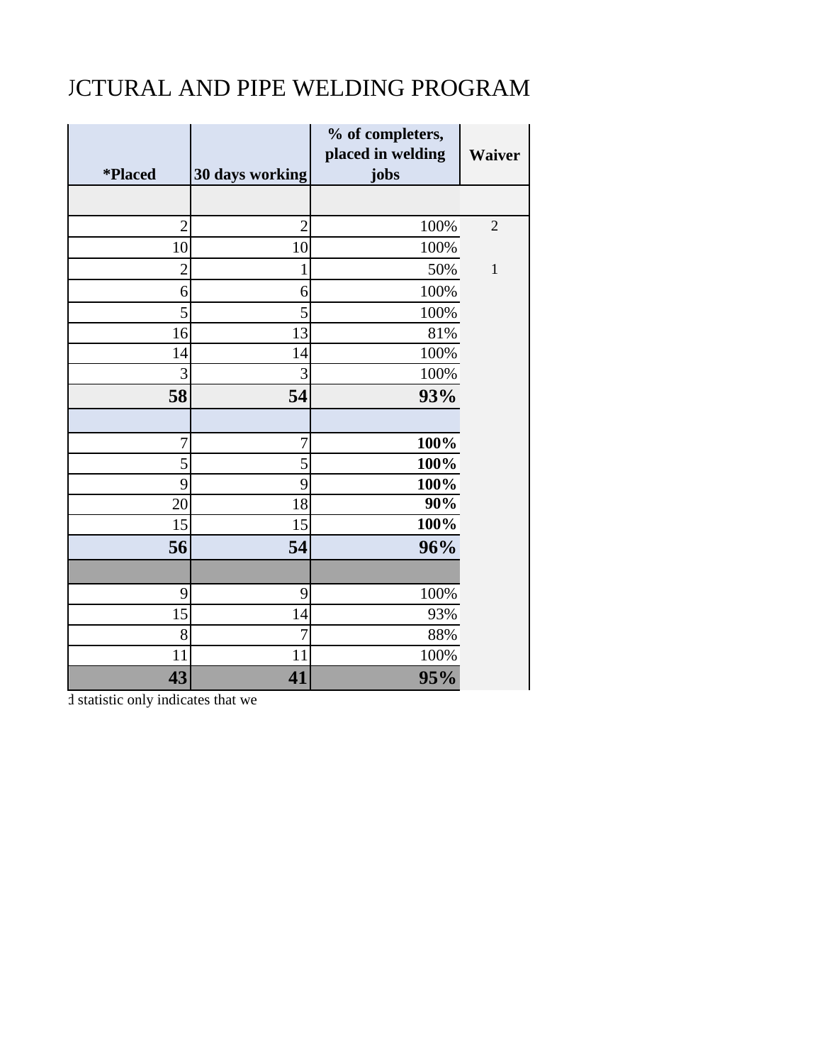# JCTURAL AND PIPE WELDING PROGRAM

| *Placed | 30 days working | % of completers, placed in welding jobs | Waiver |
|---|---|---|---|
| | | | |
| 2 | 2 | 100% | 2 |
| 10 | 10 | 100% | |
| 2 | 1 | 50% | 1 |
| 6 | 6 | 100% | |
| 5 | 5 | 100% | |
| 16 | 13 | 81% | |
| 14 | 14 | 100% | |
| 3 | 3 | 100% | |
| **58** | **54** | **93%** | |
| | | | |
| 7 | 7 | **100%** | |
| 5 | 5 | **100%** | |
| 9 | 9 | **100%** | |
| 20 | 18 | **90%** | |
| 15 | 15 | **100%** | |
| **56** | **54** | **96%** | |
| | | | |
| 9 | 9 | 100% | |
| 15 | 14 | 93% | |
| 8 | 7 | 88% | |
| 11 | 11 | 100% | |
| **43** | **41** | **95%** | |

d statistic only indicates that we